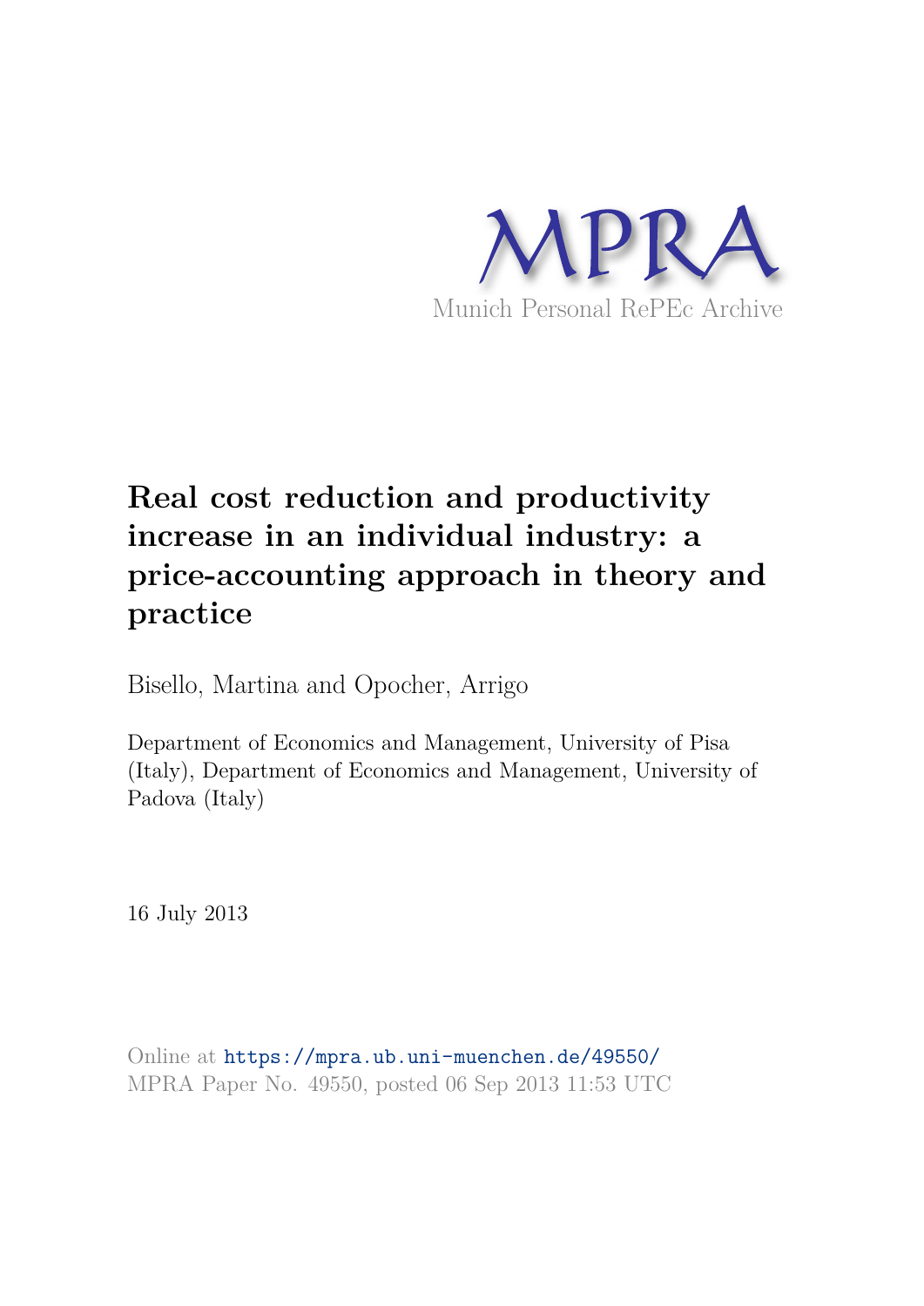MPRA

Munich Personal RePEc Archive

# Real cost reduction and productivity increase in an individual industry: a price-accounting approach in theory and practice

Bisello, Martina and Opocher, Arrigo

Department of Economics and Management, University of Pisa (Italy), Department of Economics and Management, University of Padova (Italy)

16 July 2013

Online at https://mpra.ub.uni-muenchen.de/49550/
MPRA Paper No. 49550, posted 06 Sep 2013 11:53 UTC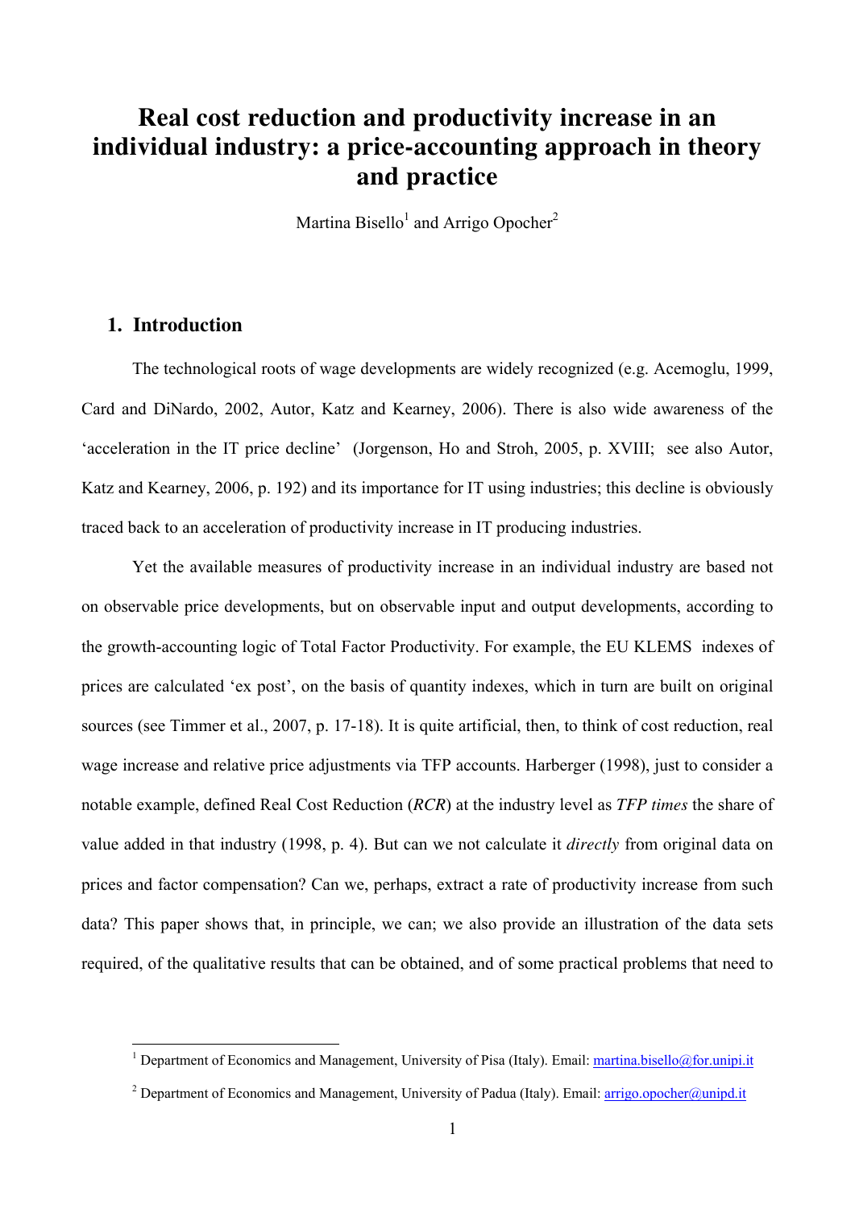# Real cost reduction and productivity increase in an individual industry: a price-accounting approach in theory and practice

Martina Bisello[1] and Arrigo Opocher[2]

## 1. Introduction

The technological roots of wage developments are widely recognized (e.g. Acemoglu, 1999, Card and DiNardo, 2002, Autor, Katz and Kearney, 2006). There is also wide awareness of the 'acceleration in the IT price decline' (Jorgenson, Ho and Stroh, 2005, p. XVIII; see also Autor, Katz and Kearney, 2006, p. 192) and its importance for IT using industries; this decline is obviously traced back to an acceleration of productivity increase in IT producing industries.

Yet the available measures of productivity increase in an individual industry are based not on observable price developments, but on observable input and output developments, according to the growth-accounting logic of Total Factor Productivity. For example, the EU KLEMS indexes of prices are calculated 'ex post', on the basis of quantity indexes, which in turn are built on original sources (see Timmer et al., 2007, p. 17-18). It is quite artificial, then, to think of cost reduction, real wage increase and relative price adjustments via TFP accounts. Harberger (1998), just to consider a notable example, defined Real Cost Reduction (*RCR*) at the industry level as *TFP times* the share of value added in that industry (1998, p. 4). But can we not calculate it *directly* from original data on prices and factor compensation? Can we, perhaps, extract a rate of productivity increase from such data? This paper shows that, in principle, we can; we also provide an illustration of the data sets required, of the qualitative results that can be obtained, and of some practical problems that need to

[1] Department of Economics and Management, University of Pisa (Italy). Email: martina.bisello@for.unipi.it

[2] Department of Economics and Management, University of Padua (Italy). Email: arrigo.opocher@unipd.it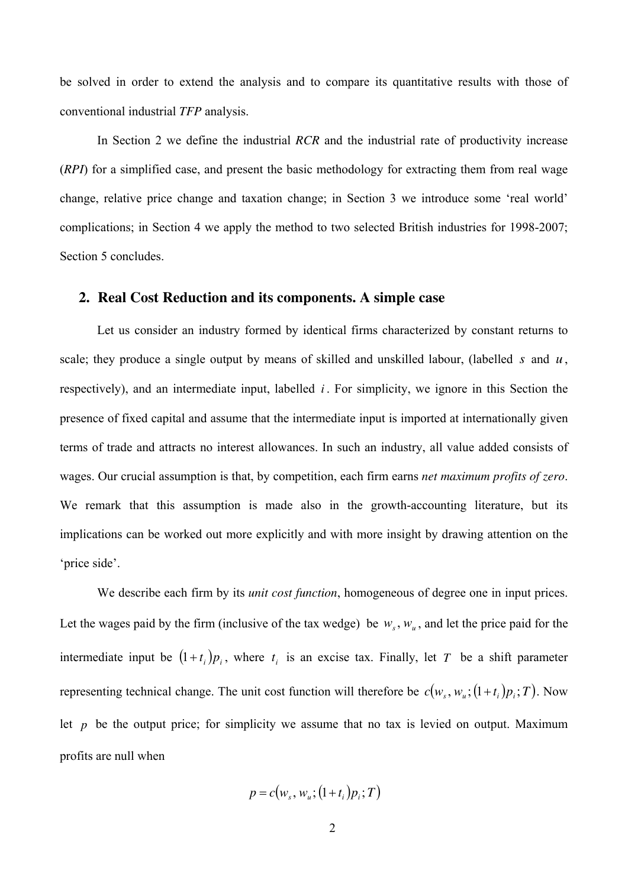be solved in order to extend the analysis and to compare its quantitative results with those of conventional industrial *TFP* analysis.

In Section 2 we define the industrial *RCR* and the industrial rate of productivity increase (*RPI*) for a simplified case, and present the basic methodology for extracting them from real wage change, relative price change and taxation change; in Section 3 we introduce some 'real world' complications; in Section 4 we apply the method to two selected British industries for 1998-2007; Section 5 concludes.

## 2. Real Cost Reduction and its components. A simple case

Let us consider an industry formed by identical firms characterized by constant returns to scale; they produce a single output by means of skilled and unskilled labour, (labelled $s$ and $u$, respectively), and an intermediate input, labelled $i$. For simplicity, we ignore in this Section the presence of fixed capital and assume that the intermediate input is imported at internationally given terms of trade and attracts no interest allowances. In such an industry, all value added consists of wages. Our crucial assumption is that, by competition, each firm earns *net maximum profits of zero*. We remark that this assumption is made also in the growth-accounting literature, but its implications can be worked out more explicitly and with more insight by drawing attention on the 'price side'.

We describe each firm by its *unit cost function*, homogeneous of degree one in input prices. Let the wages paid by the firm (inclusive of the tax wedge) be $w_s, w_u$, and let the price paid for the intermediate input be $(1+t_i)p_i$, where $t_i$ is an excise tax. Finally, let $T$ be a shift parameter representing technical change. The unit cost function will therefore be $c(w_s, w_u; (1+t_i)p_i; T)$. Now let $p$ be the output price; for simplicity we assume that no tax is levied on output. Maximum profits are null when

$$p = c(w_s, w_u; (1+t_i)p_i; T)$$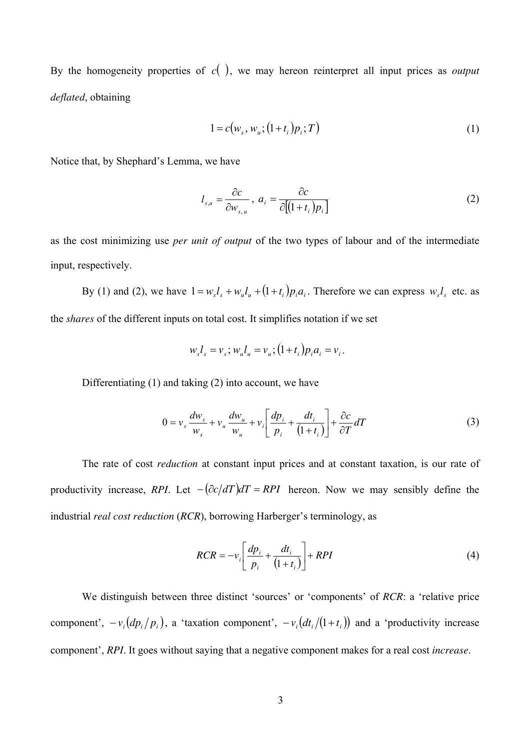By the homogeneity properties of $c(\ )$, we may hereon reinterpret all input prices as *output deflated*, obtaining

$$1 = c\left(w_s, w_u; (1+t_i)p_i; T\right) \tag{1}$$

Notice that, by Shephard's Lemma, we have

$$l_{s,u} = \frac{\partial c}{\partial w_{s,u}},\ a_i = \frac{\partial c}{\partial\left[(1+t_i)p_i\right]} \tag{2}$$

as the cost minimizing use *per unit of output* of the two types of labour and of the intermediate input, respectively.

By (1) and (2), we have $1 = w_s l_s + w_u l_u + (1+t_i)p_i a_i$. Therefore we can express $w_s l_s$ etc. as the *shares* of the different inputs on total cost. It simplifies notation if we set

$$w_s l_s = v_s;\ w_u l_u = v_u;\ (1+t_i)p_i a_i = v_i.$$

Differentiating (1) and taking (2) into account, we have

$$0 = v_s \frac{dw_s}{w_s} + v_u \frac{dw_u}{w_u} + v_i\left[\frac{dp_i}{p_i} + \frac{dt_i}{(1+t_i)}\right] + \frac{\partial c}{\partial T}dT \tag{3}$$

The rate of cost *reduction* at constant input prices and at constant taxation, is our rate of productivity increase, *RPI*. Let $-(\partial c/dT)dT = RPI$ hereon. Now we may sensibly define the industrial *real cost reduction* (*RCR*), borrowing Harberger's terminology, as

$$RCR = -v_i\left[\frac{dp_i}{p_i} + \frac{dt_i}{(1+t_i)}\right] + RPI \tag{4}$$

We distinguish between three distinct 'sources' or 'components' of *RCR*: a 'relative price component', $-v_i(dp_i/p_i)$, a 'taxation component', $-v_i(dt_i/(1+t_i))$ and a 'productivity increase component', *RPI*. It goes without saying that a negative component makes for a real cost *increase*.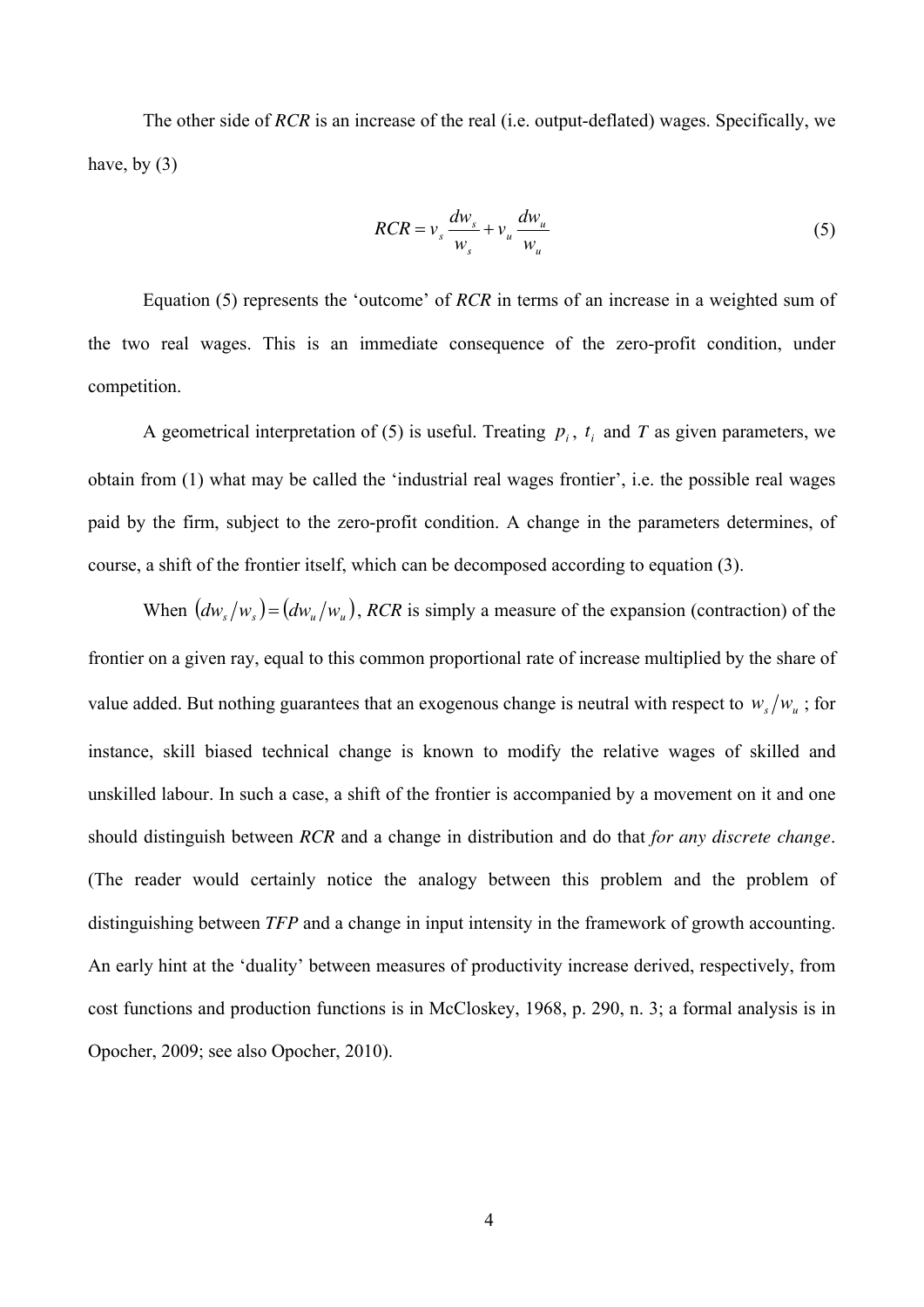The other side of *RCR* is an increase of the real (i.e. output-deflated) wages. Specifically, we have, by (3)

$$RCR = v_s \frac{dw_s}{w_s} + v_u \frac{dw_u}{w_u} \tag{5}$$

Equation (5) represents the 'outcome' of *RCR* in terms of an increase in a weighted sum of the two real wages. This is an immediate consequence of the zero-profit condition, under competition.

A geometrical interpretation of (5) is useful. Treating $p_i$, $t_i$ and $T$ as given parameters, we obtain from (1) what may be called the 'industrial real wages frontier', i.e. the possible real wages paid by the firm, subject to the zero-profit condition. A change in the parameters determines, of course, a shift of the frontier itself, which can be decomposed according to equation (3).

When $(dw_s/w_s) = (dw_u/w_u)$, *RCR* is simply a measure of the expansion (contraction) of the frontier on a given ray, equal to this common proportional rate of increase multiplied by the share of value added. But nothing guarantees that an exogenous change is neutral with respect to $w_s/w_u$; for instance, skill biased technical change is known to modify the relative wages of skilled and unskilled labour. In such a case, a shift of the frontier is accompanied by a movement on it and one should distinguish between *RCR* and a change in distribution and do that *for any discrete change*. (The reader would certainly notice the analogy between this problem and the problem of distinguishing between *TFP* and a change in input intensity in the framework of growth accounting. An early hint at the 'duality' between measures of productivity increase derived, respectively, from cost functions and production functions is in McCloskey, 1968, p. 290, n. 3; a formal analysis is in Opocher, 2009; see also Opocher, 2010).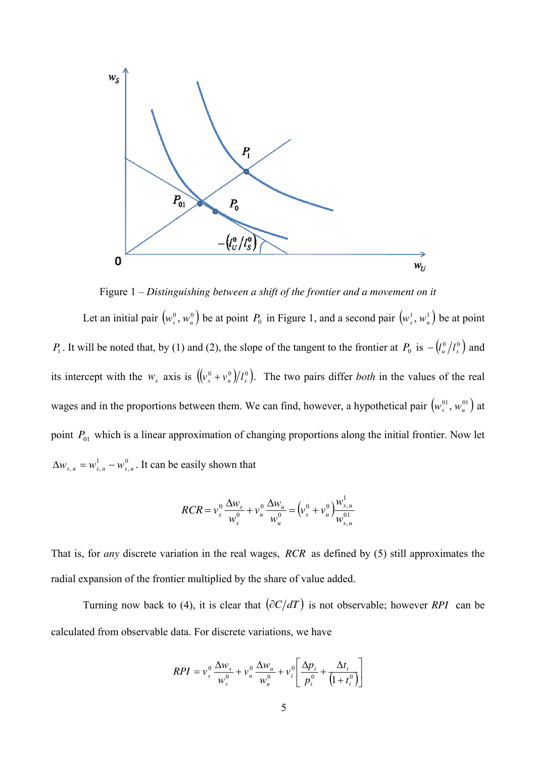Figure 1 – *Distinguishing between a shift of the frontier and a movement on it*

Let an initial pair $\left(w_s^0, w_u^0\right)$ be at point $P_0$ in Figure 1, and a second pair $\left(w_s^1, w_u^1\right)$ be at point $P_1$. It will be noted that, by (1) and (2), the slope of the tangent to the frontier at $P_0$ is $-\left(l_u^0/l_s^0\right)$ and its intercept with the $w_s$ axis is $\left(\left(v_s^0+v_u^0\right)/l_s^0\right)$. The two pairs differ *both* in the values of the real wages and in the proportions between them. We can find, however, a hypothetical pair $\left(w_s^{01}, w_u^{01}\right)$ at point $P_{01}$ which is a linear approximation of changing proportions along the initial frontier. Now let $\Delta w_{s,u} = w_{s,u}^1 - w_{s,u}^0$. It can be easily shown that

$$RCR = v_s^0 \frac{\Delta w_s}{w_s^0} + v_u^0 \frac{\Delta w_u}{w_u^0} = \left(v_s^0 + v_u^0\right)\frac{w_{s,u}^1}{w_{s,u}^{01}}$$

That is, for *any* discrete variation in the real wages, $RCR$ as defined by (5) still approximates the radial expansion of the frontier multiplied by the share of value added.

Turning now back to (4), it is clear that $\left(\partial C/dT\right)$ is not observable; however $RPI$ can be calculated from observable data. For discrete variations, we have

$$RPI = v_s^0 \frac{\Delta w_s}{w_s^0} + v_u^0 \frac{\Delta w_u}{w_u^0} + v_i^0\left[\frac{\Delta p_i}{p_i^0} + \frac{\Delta t_i}{\left(1+t_i^0\right)}\right]$$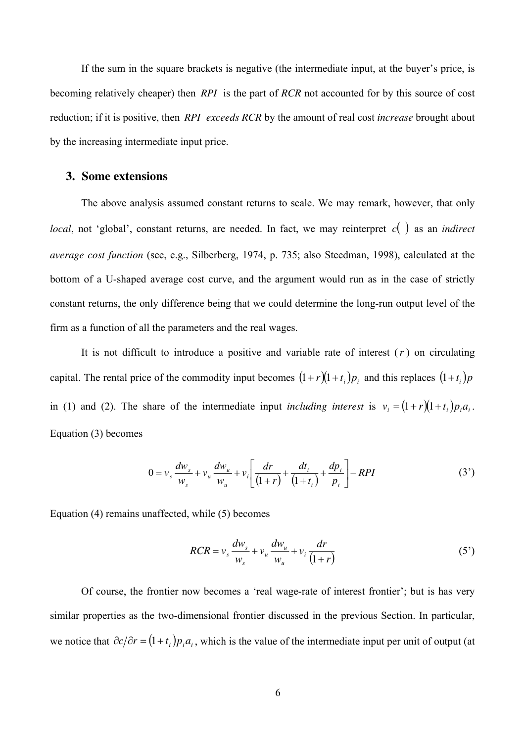If the sum in the square brackets is negative (the intermediate input, at the buyer's price, is becoming relatively cheaper) then $RPI$ is the part of *RCR* not accounted for by this source of cost reduction; if it is positive, then $RPI$ *exceeds RCR* by the amount of real cost *increase* brought about by the increasing intermediate input price.

## 3. Some extensions

The above analysis assumed constant returns to scale. We may remark, however, that only *local*, not 'global', constant returns, are needed. In fact, we may reinterpret $c(\ )$ as an *indirect average cost function* (see, e.g., Silberberg, 1974, p. 735; also Steedman, 1998), calculated at the bottom of a U-shaped average cost curve, and the argument would run as in the case of strictly constant returns, the only difference being that we could determine the long-run output level of the firm as a function of all the parameters and the real wages.

It is not difficult to introduce a positive and variable rate of interest ($r$) on circulating capital. The rental price of the commodity input becomes $(1+r)(1+t_i)p_i$ and this replaces $(1+t_i)p$ in (1) and (2). The share of the intermediate input *including interest* is $v_i = (1+r)(1+t_i)p_i a_i$. Equation (3) becomes

$$0 = v_s \frac{dw_s}{w_s} + v_u \frac{dw_u}{w_u} + v_i \left[ \frac{dr}{(1+r)} + \frac{dt_i}{(1+t_i)} + \frac{dp_i}{p_i} \right] - RPI \tag{3'}$$

Equation (4) remains unaffected, while (5) becomes

$$RCR = v_s \frac{dw_s}{w_s} + v_u \frac{dw_u}{w_u} + v_i \frac{dr}{(1+r)} \tag{5'}$$

Of course, the frontier now becomes a 'real wage-rate of interest frontier'; but is has very similar properties as the two-dimensional frontier discussed in the previous Section. In particular, we notice that $\partial c / \partial r = (1+t_i)p_i a_i$, which is the value of the intermediate input per unit of output (at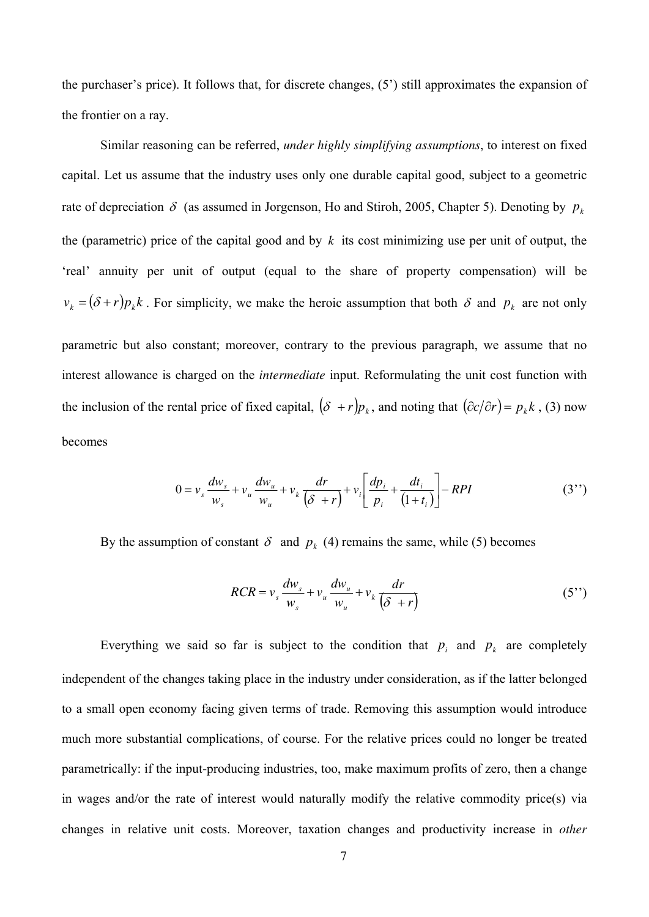the purchaser's price). It follows that, for discrete changes, (5') still approximates the expansion of the frontier on a ray.

Similar reasoning can be referred, *under highly simplifying assumptions*, to interest on fixed capital. Let us assume that the industry uses only one durable capital good, subject to a geometric rate of depreciation $\delta$ (as assumed in Jorgenson, Ho and Stiroh, 2005, Chapter 5). Denoting by $p_k$ the (parametric) price of the capital good and by $k$ its cost minimizing use per unit of output, the 'real' annuity per unit of output (equal to the share of property compensation) will be $v_k = (\delta + r)p_k k$ . For simplicity, we make the heroic assumption that both $\delta$ and $p_k$ are not only parametric but also constant; moreover, contrary to the previous paragraph, we assume that no interest allowance is charged on the *intermediate* input. Reformulating the unit cost function with the inclusion of the rental price of fixed capital, $(\delta + r)p_k$, and noting that $(\partial c / \partial r) = p_k k$ , (3) now becomes

$$0 = v_s \frac{dw_s}{w_s} + v_u \frac{dw_u}{w_u} + v_k \frac{dr}{(\delta + r)} + v_i \left[ \frac{dp_i}{p_i} + \frac{dt_i}{(1 + t_i)} \right] - RPI \tag{3''}$$

By the assumption of constant $\delta$ and $p_k$ (4) remains the same, while (5) becomes

$$RCR = v_s \frac{dw_s}{w_s} + v_u \frac{dw_u}{w_u} + v_k \frac{dr}{(\delta + r)} \tag{5''}$$

Everything we said so far is subject to the condition that $p_i$ and $p_k$ are completely independent of the changes taking place in the industry under consideration, as if the latter belonged to a small open economy facing given terms of trade. Removing this assumption would introduce much more substantial complications, of course. For the relative prices could no longer be treated parametrically: if the input-producing industries, too, make maximum profits of zero, then a change in wages and/or the rate of interest would naturally modify the relative commodity price(s) via changes in relative unit costs. Moreover, taxation changes and productivity increase in *other*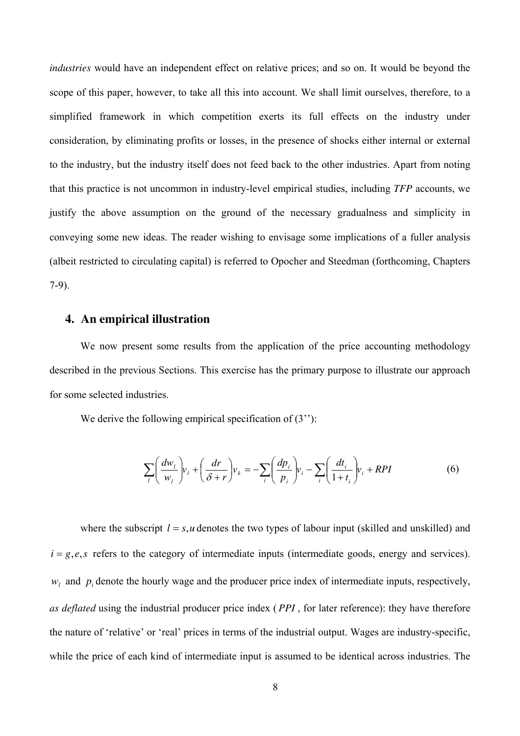*industries* would have an independent effect on relative prices; and so on. It would be beyond the scope of this paper, however, to take all this into account. We shall limit ourselves, therefore, to a simplified framework in which competition exerts its full effects on the industry under consideration, by eliminating profits or losses, in the presence of shocks either internal or external to the industry, but the industry itself does not feed back to the other industries. Apart from noting that this practice is not uncommon in industry-level empirical studies, including *TFP* accounts, we justify the above assumption on the ground of the necessary gradualness and simplicity in conveying some new ideas. The reader wishing to envisage some implications of a fuller analysis (albeit restricted to circulating capital) is referred to Opocher and Steedman (forthcoming, Chapters 7-9).

## 4. An empirical illustration

We now present some results from the application of the price accounting methodology described in the previous Sections. This exercise has the primary purpose to illustrate our approach for some selected industries.

We derive the following empirical specification of (3''):

$$\sum_l \left( \frac{dw_l}{w_l} \right) v_l + \left( \frac{dr}{\delta + r} \right) v_k = -\sum_i \left( \frac{dp_i}{p_i} \right) v_i - \sum_i \left( \frac{dt_i}{1+t_i} \right) v_i + RPI \qquad (6)$$

where the subscript $l = s,u$ denotes the two types of labour input (skilled and unskilled) and $i = g,e,s$ refers to the category of intermediate inputs (intermediate goods, energy and services). $w_l$ and $p_i$ denote the hourly wage and the producer price index of intermediate inputs, respectively, *as deflated* using the industrial producer price index ($PPI$, for later reference): they have therefore the nature of 'relative' or 'real' prices in terms of the industrial output. Wages are industry-specific, while the price of each kind of intermediate input is assumed to be identical across industries. The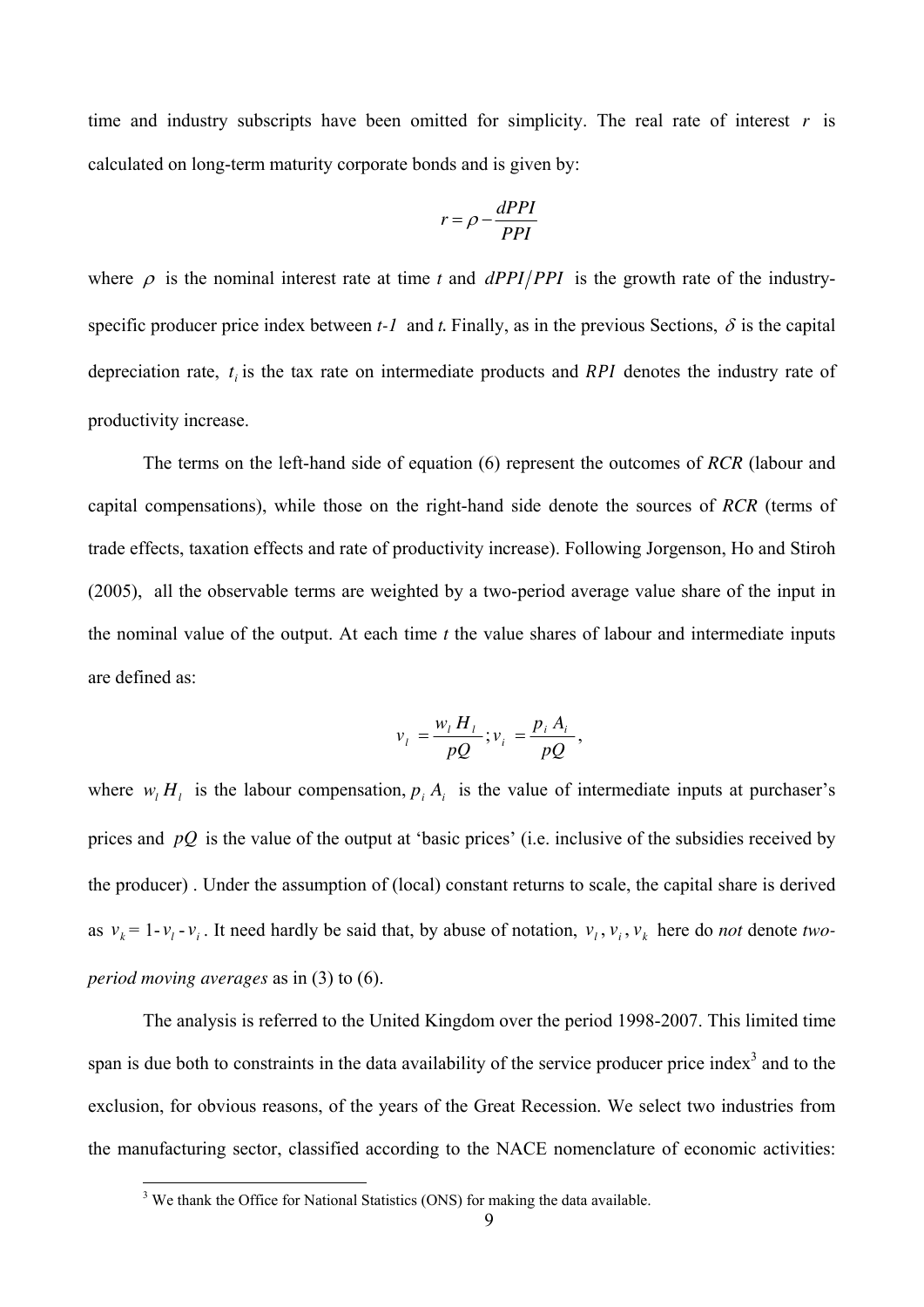time and industry subscripts have been omitted for simplicity. The real rate of interest $r$ is calculated on long-term maturity corporate bonds and is given by:

$$r = \rho - \frac{dPPI}{PPI}$$

where $\rho$ is the nominal interest rate at time *t* and $dPPI/PPI$ is the growth rate of the industry-specific producer price index between *t-1* and *t*. Finally, as in the previous Sections, $\delta$ is the capital depreciation rate, $t_i$ is the tax rate on intermediate products and *RPI* denotes the industry rate of productivity increase.

The terms on the left-hand side of equation (6) represent the outcomes of *RCR* (labour and capital compensations), while those on the right-hand side denote the sources of *RCR* (terms of trade effects, taxation effects and rate of productivity increase). Following Jorgenson, Ho and Stiroh (2005), all the observable terms are weighted by a two-period average value share of the input in the nominal value of the output. At each time *t* the value shares of labour and intermediate inputs are defined as:

$$v_l = \frac{w_l H_l}{pQ}; v_i = \frac{p_i A_i}{pQ},$$

where $w_l H_l$ is the labour compensation, $p_i A_i$ is the value of intermediate inputs at purchaser's prices and $pQ$ is the value of the output at 'basic prices' (i.e. inclusive of the subsidies received by the producer) . Under the assumption of (local) constant returns to scale, the capital share is derived as $v_k = 1 - v_l - v_i$. It need hardly be said that, by abuse of notation, $v_l, v_i, v_k$ here do *not* denote *two-period moving averages* as in (3) to (6).

The analysis is referred to the United Kingdom over the period 1998-2007. This limited time span is due both to constraints in the data availability of the service producer price index[3] and to the exclusion, for obvious reasons, of the years of the Great Recession. We select two industries from the manufacturing sector, classified according to the NACE nomenclature of economic activities:

[3] We thank the Office for National Statistics (ONS) for making the data available.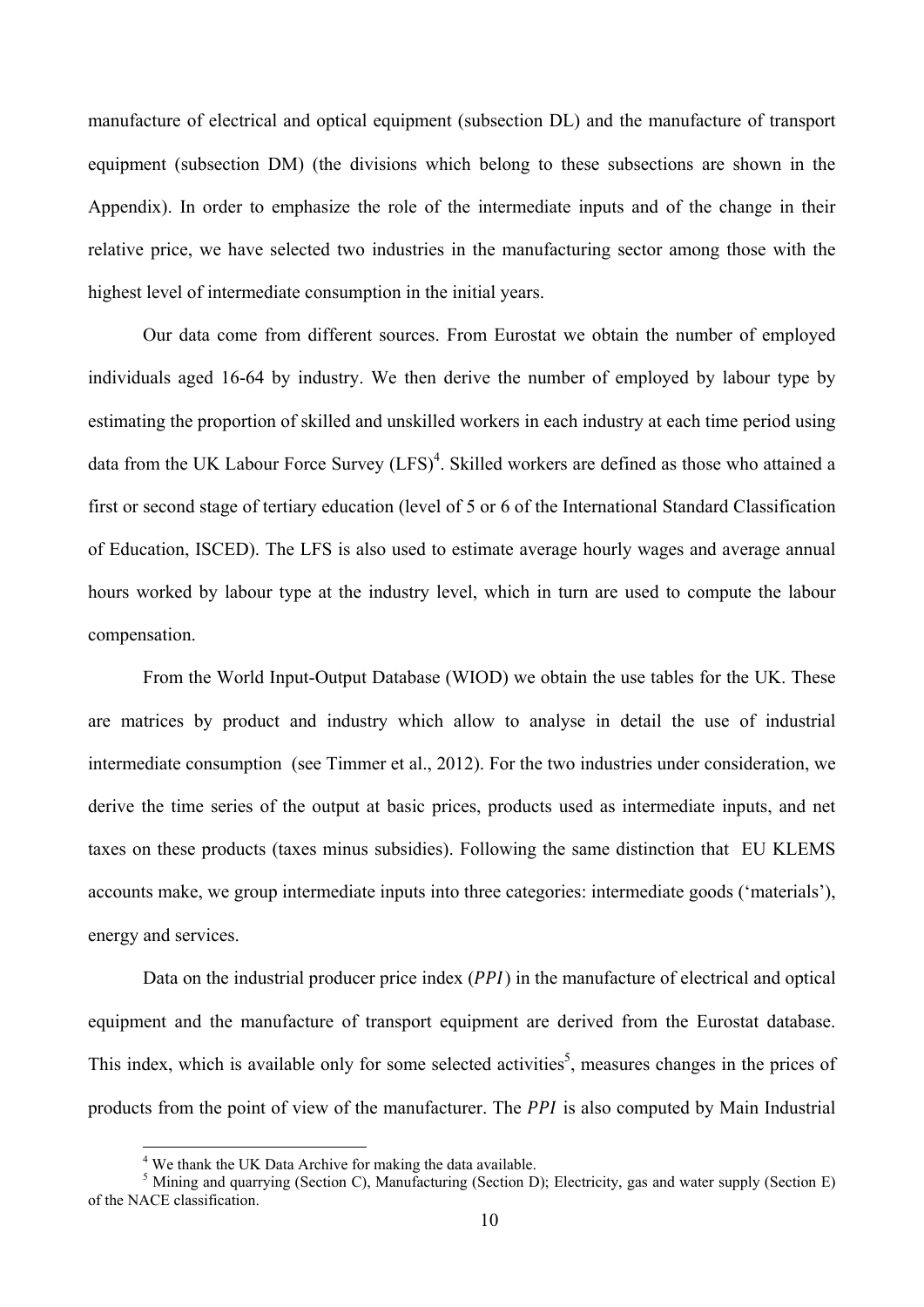manufacture of electrical and optical equipment (subsection DL) and the manufacture of transport equipment (subsection DM) (the divisions which belong to these subsections are shown in the Appendix). In order to emphasize the role of the intermediate inputs and of the change in their relative price, we have selected two industries in the manufacturing sector among those with the highest level of intermediate consumption in the initial years.

Our data come from different sources. From Eurostat we obtain the number of employed individuals aged 16-64 by industry. We then derive the number of employed by labour type by estimating the proportion of skilled and unskilled workers in each industry at each time period using data from the UK Labour Force Survey (LFS)[4]. Skilled workers are defined as those who attained a first or second stage of tertiary education (level of 5 or 6 of the International Standard Classification of Education, ISCED). The LFS is also used to estimate average hourly wages and average annual hours worked by labour type at the industry level, which in turn are used to compute the labour compensation.

From the World Input-Output Database (WIOD) we obtain the use tables for the UK. These are matrices by product and industry which allow to analyse in detail the use of industrial intermediate consumption (see Timmer et al., 2012). For the two industries under consideration, we derive the time series of the output at basic prices, products used as intermediate inputs, and net taxes on these products (taxes minus subsidies). Following the same distinction that EU KLEMS accounts make, we group intermediate inputs into three categories: intermediate goods ('materials'), energy and services.

Data on the industrial producer price index ($PPI$) in the manufacture of electrical and optical equipment and the manufacture of transport equipment are derived from the Eurostat database. This index, which is available only for some selected activities[5], measures changes in the prices of products from the point of view of the manufacturer. The $PPI$ is also computed by Main Industrial

[4] We thank the UK Data Archive for making the data available.

[5] Mining and quarrying (Section C), Manufacturing (Section D); Electricity, gas and water supply (Section E) of the NACE classification.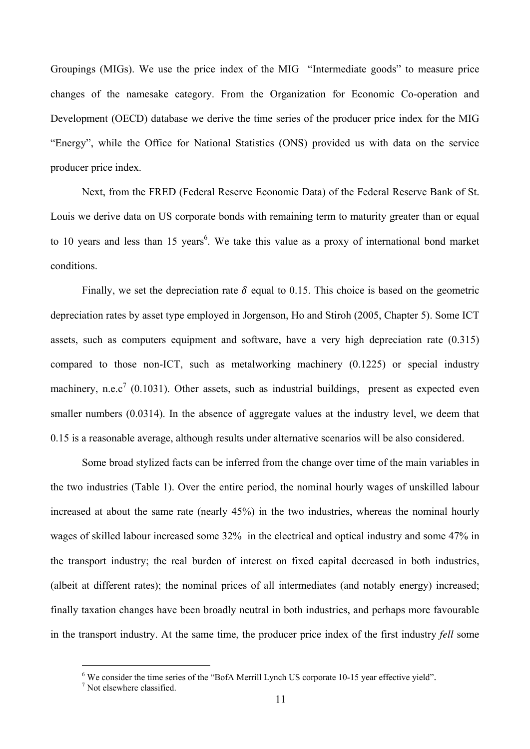Groupings (MIGs). We use the price index of the MIG "Intermediate goods" to measure price changes of the namesake category. From the Organization for Economic Co-operation and Development (OECD) database we derive the time series of the producer price index for the MIG "Energy", while the Office for National Statistics (ONS) provided us with data on the service producer price index.

Next, from the FRED (Federal Reserve Economic Data) of the Federal Reserve Bank of St. Louis we derive data on US corporate bonds with remaining term to maturity greater than or equal to 10 years and less than 15 years[6]. We take this value as a proxy of international bond market conditions.

Finally, we set the depreciation rate $\delta$ equal to 0.15. This choice is based on the geometric depreciation rates by asset type employed in Jorgenson, Ho and Stiroh (2005, Chapter 5). Some ICT assets, such as computers equipment and software, have a very high depreciation rate (0.315) compared to those non-ICT, such as metalworking machinery (0.1225) or special industry machinery, n.e.c[7] (0.1031). Other assets, such as industrial buildings, present as expected even smaller numbers (0.0314). In the absence of aggregate values at the industry level, we deem that 0.15 is a reasonable average, although results under alternative scenarios will be also considered.

Some broad stylized facts can be inferred from the change over time of the main variables in the two industries (Table 1). Over the entire period, the nominal hourly wages of unskilled labour increased at about the same rate (nearly 45%) in the two industries, whereas the nominal hourly wages of skilled labour increased some 32% in the electrical and optical industry and some 47% in the transport industry; the real burden of interest on fixed capital decreased in both industries, (albeit at different rates); the nominal prices of all intermediates (and notably energy) increased; finally taxation changes have been broadly neutral in both industries, and perhaps more favourable in the transport industry. At the same time, the producer price index of the first industry *fell* some

[6] We consider the time series of the "BofA Merrill Lynch US corporate 10-15 year effective yield".

[7] Not elsewhere classified.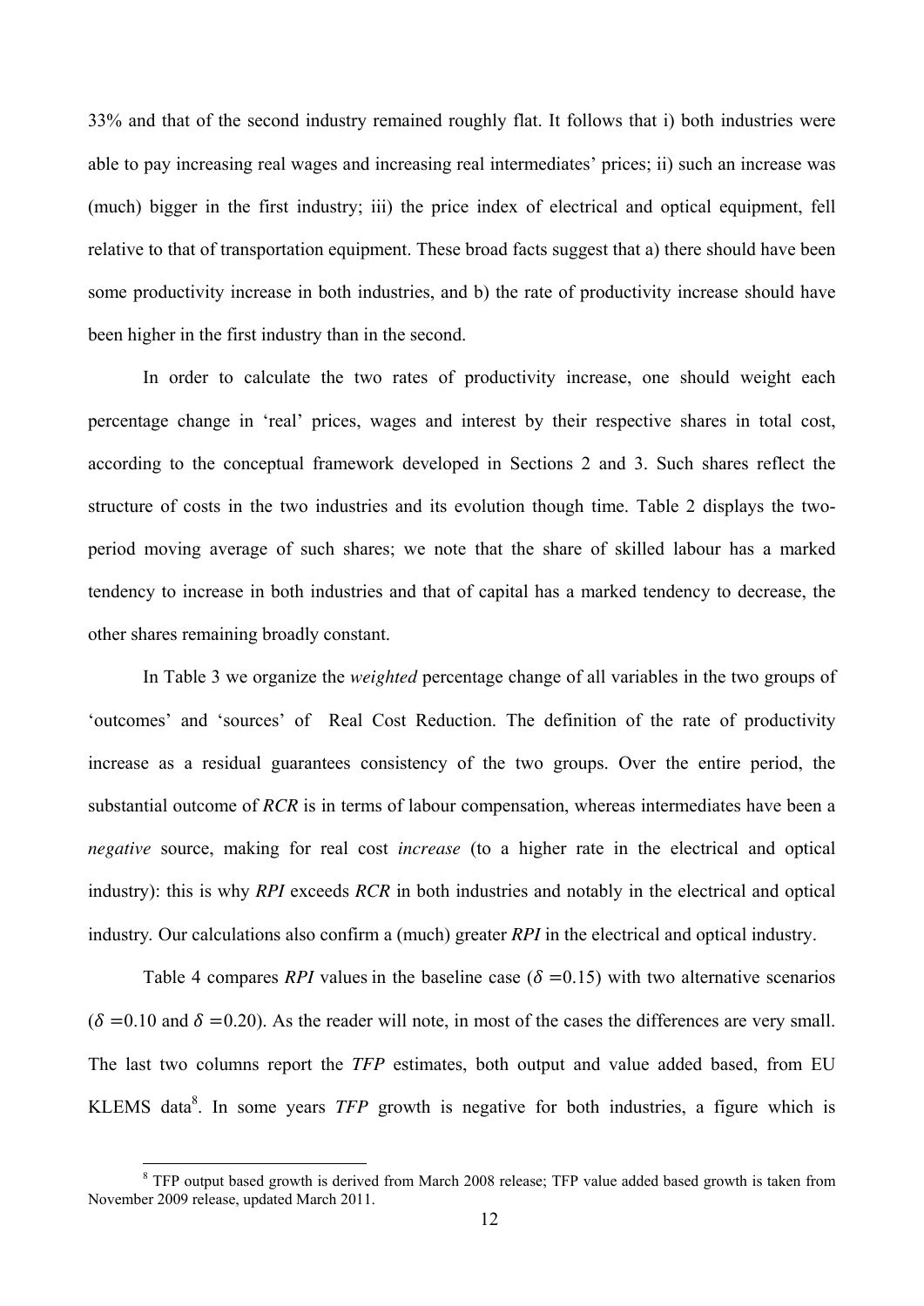33% and that of the second industry remained roughly flat. It follows that i) both industries were able to pay increasing real wages and increasing real intermediates' prices; ii) such an increase was (much) bigger in the first industry; iii) the price index of electrical and optical equipment, fell relative to that of transportation equipment. These broad facts suggest that a) there should have been some productivity increase in both industries, and b) the rate of productivity increase should have been higher in the first industry than in the second.

In order to calculate the two rates of productivity increase, one should weight each percentage change in 'real' prices, wages and interest by their respective shares in total cost, according to the conceptual framework developed in Sections 2 and 3. Such shares reflect the structure of costs in the two industries and its evolution though time. Table 2 displays the two-period moving average of such shares; we note that the share of skilled labour has a marked tendency to increase in both industries and that of capital has a marked tendency to decrease, the other shares remaining broadly constant.

In Table 3 we organize the *weighted* percentage change of all variables in the two groups of 'outcomes' and 'sources' of Real Cost Reduction. The definition of the rate of productivity increase as a residual guarantees consistency of the two groups. Over the entire period, the substantial outcome of *RCR* is in terms of labour compensation, whereas intermediates have been a *negative* source, making for real cost *increase* (to a higher rate in the electrical and optical industry): this is why *RPI* exceeds *RCR* in both industries and notably in the electrical and optical industry. Our calculations also confirm a (much) greater *RPI* in the electrical and optical industry.

Table 4 compares *RPI* values in the baseline case ($\delta = 0.15$) with two alternative scenarios ($\delta = 0.10$ and $\delta = 0.20$). As the reader will note, in most of the cases the differences are very small. The last two columns report the *TFP* estimates, both output and value added based, from EU KLEMS data[8]. In some years *TFP* growth is negative for both industries, a figure which is

[8] TFP output based growth is derived from March 2008 release; TFP value added based growth is taken from November 2009 release, updated March 2011.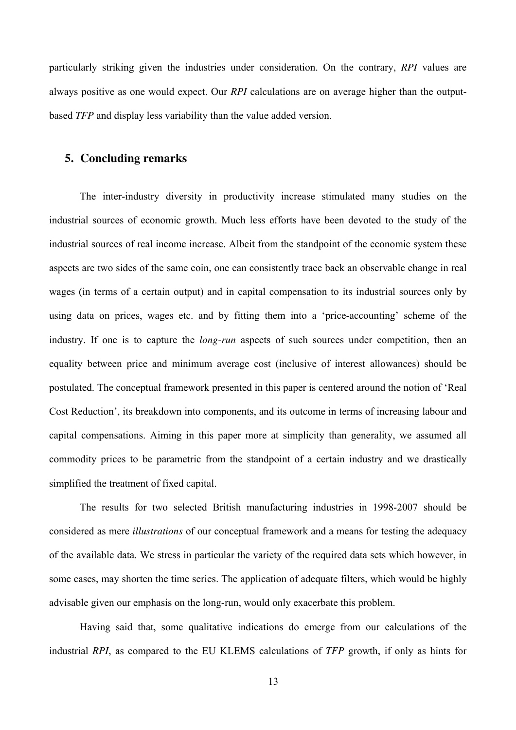particularly striking given the industries under consideration. On the contrary, *RPI* values are always positive as one would expect. Our *RPI* calculations are on average higher than the output-based *TFP* and display less variability than the value added version.

## 5. Concluding remarks

The inter-industry diversity in productivity increase stimulated many studies on the industrial sources of economic growth. Much less efforts have been devoted to the study of the industrial sources of real income increase. Albeit from the standpoint of the economic system these aspects are two sides of the same coin, one can consistently trace back an observable change in real wages (in terms of a certain output) and in capital compensation to its industrial sources only by using data on prices, wages etc. and by fitting them into a 'price-accounting' scheme of the industry. If one is to capture the *long-run* aspects of such sources under competition, then an equality between price and minimum average cost (inclusive of interest allowances) should be postulated. The conceptual framework presented in this paper is centered around the notion of 'Real Cost Reduction', its breakdown into components, and its outcome in terms of increasing labour and capital compensations. Aiming in this paper more at simplicity than generality, we assumed all commodity prices to be parametric from the standpoint of a certain industry and we drastically simplified the treatment of fixed capital.

The results for two selected British manufacturing industries in 1998-2007 should be considered as mere *illustrations* of our conceptual framework and a means for testing the adequacy of the available data. We stress in particular the variety of the required data sets which however, in some cases, may shorten the time series. The application of adequate filters, which would be highly advisable given our emphasis on the long-run, would only exacerbate this problem.

Having said that, some qualitative indications do emerge from our calculations of the industrial *RPI*, as compared to the EU KLEMS calculations of *TFP* growth, if only as hints for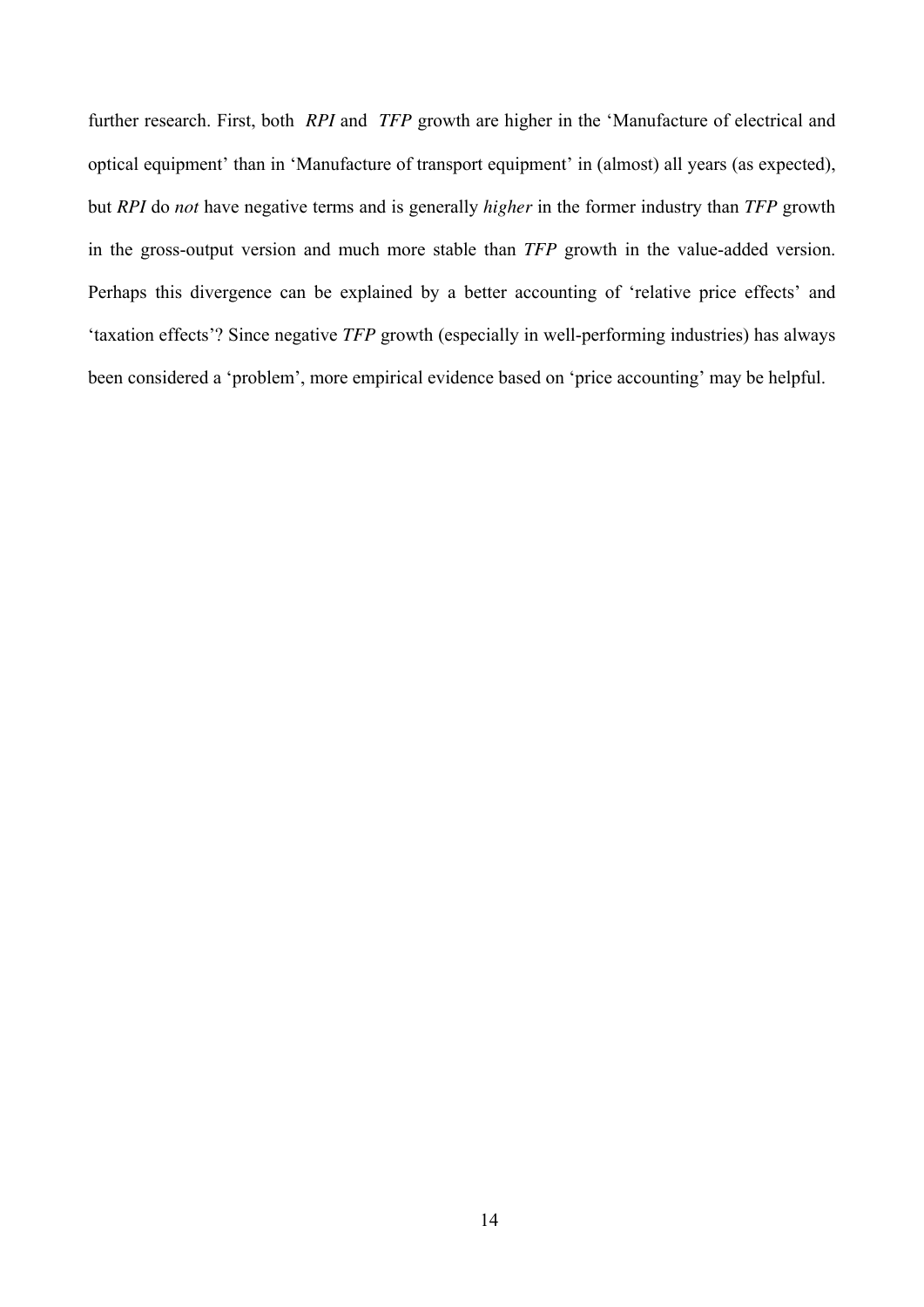further research. First, both *RPI* and *TFP* growth are higher in the 'Manufacture of electrical and optical equipment' than in 'Manufacture of transport equipment' in (almost) all years (as expected), but *RPI* do *not* have negative terms and is generally *higher* in the former industry than *TFP* growth in the gross-output version and much more stable than *TFP* growth in the value-added version. Perhaps this divergence can be explained by a better accounting of 'relative price effects' and 'taxation effects'? Since negative *TFP* growth (especially in well-performing industries) has always been considered a 'problem', more empirical evidence based on 'price accounting' may be helpful.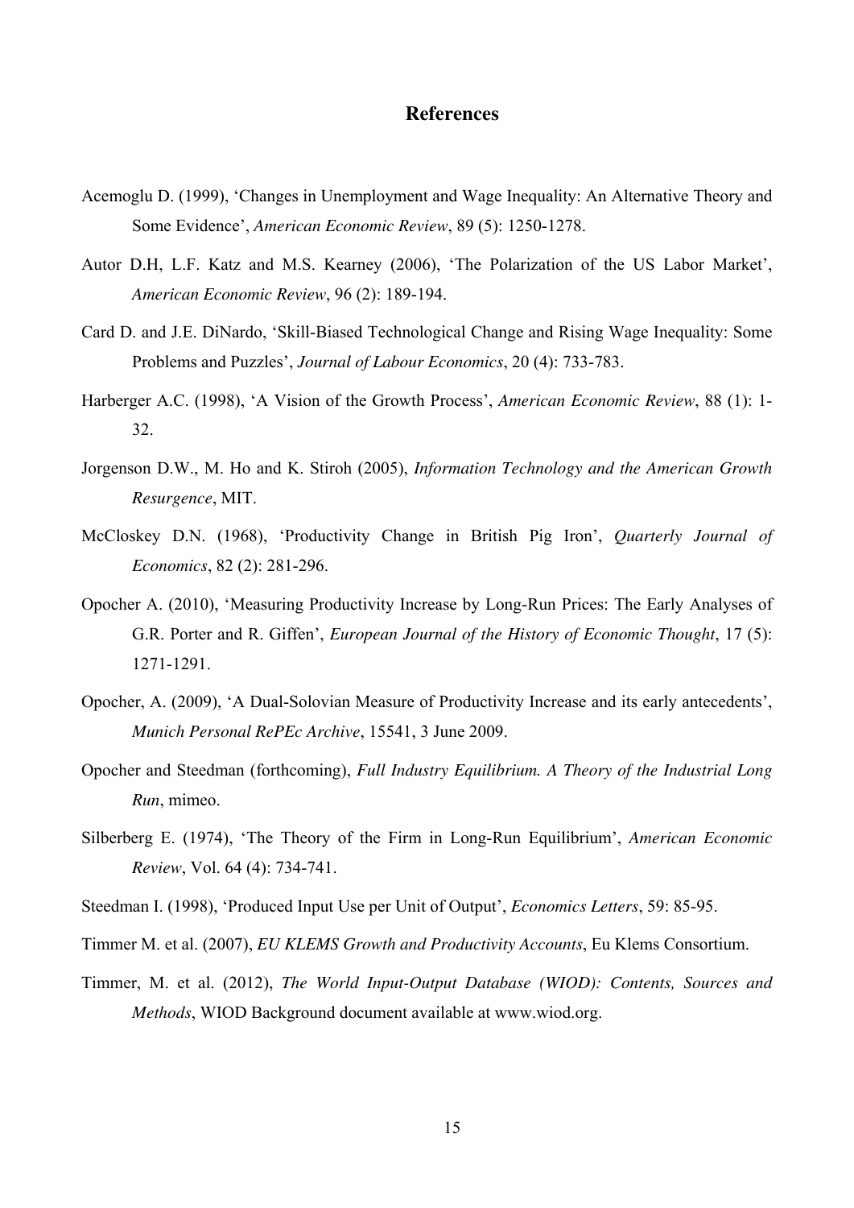# References

Acemoglu D. (1999), 'Changes in Unemployment and Wage Inequality: An Alternative Theory and Some Evidence', *American Economic Review*, 89 (5): 1250-1278.

Autor D.H, L.F. Katz and M.S. Kearney (2006), 'The Polarization of the US Labor Market', *American Economic Review*, 96 (2): 189-194.

Card D. and J.E. DiNardo, 'Skill-Biased Technological Change and Rising Wage Inequality: Some Problems and Puzzles', *Journal of Labour Economics*, 20 (4): 733-783.

Harberger A.C. (1998), 'A Vision of the Growth Process', *American Economic Review*, 88 (1): 1-32.

Jorgenson D.W., M. Ho and K. Stiroh (2005), *Information Technology and the American Growth Resurgence*, MIT.

McCloskey D.N. (1968), 'Productivity Change in British Pig Iron', *Quarterly Journal of Economics*, 82 (2): 281-296.

Opocher A. (2010), 'Measuring Productivity Increase by Long-Run Prices: The Early Analyses of G.R. Porter and R. Giffen', *European Journal of the History of Economic Thought*, 17 (5): 1271-1291.

Opocher, A. (2009), 'A Dual-Solovian Measure of Productivity Increase and its early antecedents', *Munich Personal RePEc Archive*, 15541, 3 June 2009.

Opocher and Steedman (forthcoming), *Full Industry Equilibrium. A Theory of the Industrial Long Run*, mimeo.

Silberberg E. (1974), 'The Theory of the Firm in Long-Run Equilibrium', *American Economic Review*, Vol. 64 (4): 734-741.

Steedman I. (1998), 'Produced Input Use per Unit of Output', *Economics Letters*, 59: 85-95.

Timmer M. et al. (2007), *EU KLEMS Growth and Productivity Accounts*, Eu Klems Consortium.

Timmer, M. et al. (2012), *The World Input-Output Database (WIOD): Contents, Sources and Methods*, WIOD Background document available at www.wiod.org.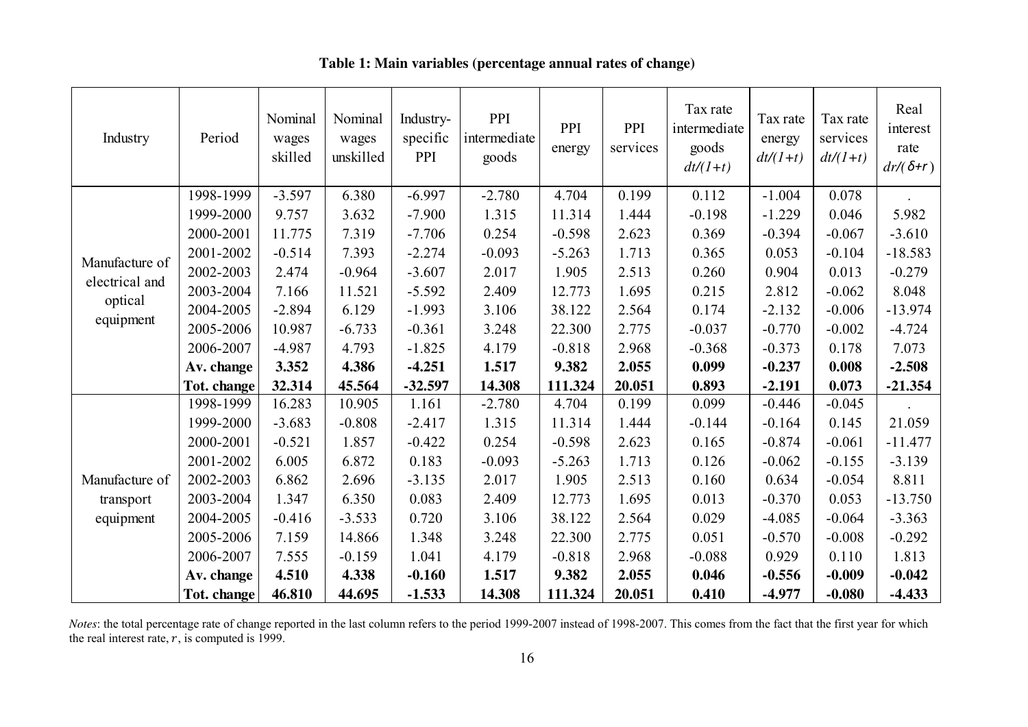**Table 1: Main variables (percentage annual rates of change)**

| Industry | Period | Nominal wages skilled | Nominal wages unskilled | Industry-specific PPI | PPI intermediate goods | PPI energy | PPI services | Tax rate intermediate goods $dt/(1+t)$ | Tax rate energy $dt/(1+t)$ | Tax rate services $dt/(1+t)$ | Real interest rate $dr/(\delta+r)$ |
|---|---|---|---|---|---|---|---|---|---|---|---|
| Manufacture of electrical and optical equipment | 1998-1999 | -3.597 | 6.380 | -6.997 | -2.780 | 4.704 | 0.199 | 0.112 | -1.004 | 0.078 | . |
| | 1999-2000 | 9.757 | 3.632 | -7.900 | 1.315 | 11.314 | 1.444 | -0.198 | -1.229 | 0.046 | 5.982 |
| | 2000-2001 | 11.775 | 7.319 | -7.706 | 0.254 | -0.598 | 2.623 | 0.369 | -0.394 | -0.067 | -3.610 |
| | 2001-2002 | -0.514 | 7.393 | -2.274 | -0.093 | -5.263 | 1.713 | 0.365 | 0.053 | -0.104 | -18.583 |
| | 2002-2003 | 2.474 | -0.964 | -3.607 | 2.017 | 1.905 | 2.513 | 0.260 | 0.904 | 0.013 | -0.279 |
| | 2003-2004 | 7.166 | 11.521 | -5.592 | 2.409 | 12.773 | 1.695 | 0.215 | 2.812 | -0.062 | 8.048 |
| | 2004-2005 | -2.894 | 6.129 | -1.993 | 3.106 | 38.122 | 2.564 | 0.174 | -2.132 | -0.006 | -13.974 |
| | 2005-2006 | 10.987 | -6.733 | -0.361 | 3.248 | 22.300 | 2.775 | -0.037 | -0.770 | -0.002 | -4.724 |
| | 2006-2007 | -4.987 | 4.793 | -1.825 | 4.179 | -0.818 | 2.968 | -0.368 | -0.373 | 0.178 | 7.073 |
| | **Av. change** | **3.352** | **4.386** | **-4.251** | **1.517** | **9.382** | **2.055** | **0.099** | **-0.237** | **0.008** | **-2.508** |
| | **Tot. change** | **32.314** | **45.564** | **-32.597** | **14.308** | **111.324** | **20.051** | **0.893** | **-2.191** | **0.073** | **-21.354** |
| Manufacture of transport equipment | 1998-1999 | 16.283 | 10.905 | 1.161 | -2.780 | 4.704 | 0.199 | 0.099 | -0.446 | -0.045 | . |
| | 1999-2000 | -3.683 | -0.808 | -2.417 | 1.315 | 11.314 | 1.444 | -0.144 | -0.164 | 0.145 | 21.059 |
| | 2000-2001 | -0.521 | 1.857 | -0.422 | 0.254 | -0.598 | 2.623 | 0.165 | -0.874 | -0.061 | -11.477 |
| | 2001-2002 | 6.005 | 6.872 | 0.183 | -0.093 | -5.263 | 1.713 | 0.126 | -0.062 | -0.155 | -3.139 |
| | 2002-2003 | 6.862 | 2.696 | -3.135 | 2.017 | 1.905 | 2.513 | 0.160 | 0.634 | -0.054 | 8.811 |
| | 2003-2004 | 1.347 | 6.350 | 0.083 | 2.409 | 12.773 | 1.695 | 0.013 | -0.370 | 0.053 | -13.750 |
| | 2004-2005 | -0.416 | -3.533 | 0.720 | 3.106 | 38.122 | 2.564 | 0.029 | -4.085 | -0.064 | -3.363 |
| | 2005-2006 | 7.159 | 14.866 | 1.348 | 3.248 | 22.300 | 2.775 | 0.051 | -0.570 | -0.008 | -0.292 |
| | 2006-2007 | 7.555 | -0.159 | 1.041 | 4.179 | -0.818 | 2.968 | -0.088 | 0.929 | 0.110 | 1.813 |
| | **Av. change** | **4.510** | **4.338** | **-0.160** | **1.517** | **9.382** | **2.055** | **0.046** | **-0.556** | **-0.009** | **-0.042** |
| | **Tot. change** | **46.810** | **44.695** | **-1.533** | **14.308** | **111.324** | **20.051** | **0.410** | **-4.977** | **-0.080** | **-4.433** |

*Notes*: the total percentage rate of change reported in the last column refers to the period 1999-2007 instead of 1998-2007. This comes from the fact that the first year for which the real interest rate, $r$, is computed is 1999.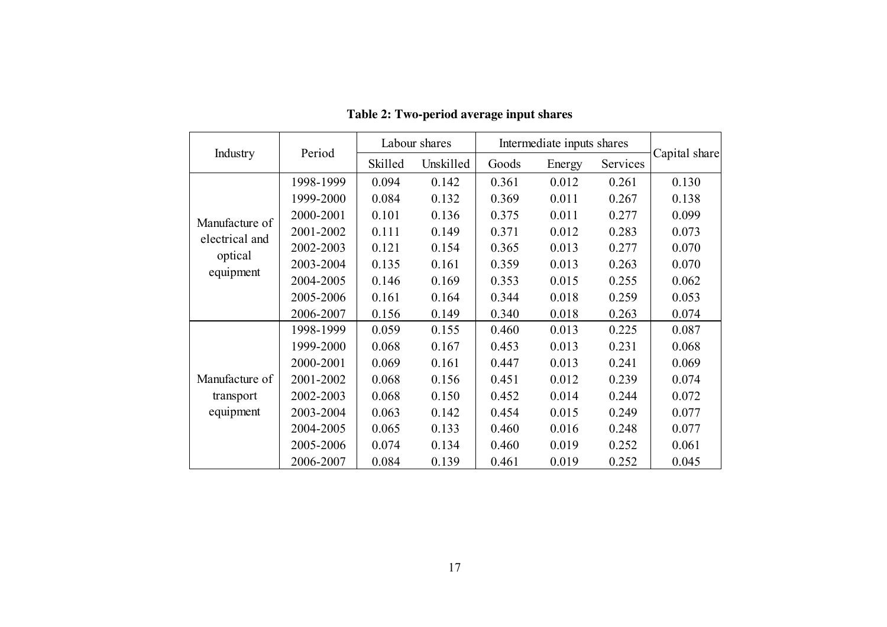**Table 2: Two-period average input shares**

| Industry | Period | Labour shares | | Intermediate inputs shares | | | Capital share |
|---|---|---|---|---|---|---|---|
| | | Skilled | Unskilled | Goods | Energy | Services | |
| Manufacture of electrical and optical equipment | 1998-1999 | 0.094 | 0.142 | 0.361 | 0.012 | 0.261 | 0.130 |
| | 1999-2000 | 0.084 | 0.132 | 0.369 | 0.011 | 0.267 | 0.138 |
| | 2000-2001 | 0.101 | 0.136 | 0.375 | 0.011 | 0.277 | 0.099 |
| | 2001-2002 | 0.111 | 0.149 | 0.371 | 0.012 | 0.283 | 0.073 |
| | 2002-2003 | 0.121 | 0.154 | 0.365 | 0.013 | 0.277 | 0.070 |
| | 2003-2004 | 0.135 | 0.161 | 0.359 | 0.013 | 0.263 | 0.070 |
| | 2004-2005 | 0.146 | 0.169 | 0.353 | 0.015 | 0.255 | 0.062 |
| | 2005-2006 | 0.161 | 0.164 | 0.344 | 0.018 | 0.259 | 0.053 |
| | 2006-2007 | 0.156 | 0.149 | 0.340 | 0.018 | 0.263 | 0.074 |
| Manufacture of transport equipment | 1998-1999 | 0.059 | 0.155 | 0.460 | 0.013 | 0.225 | 0.087 |
| | 1999-2000 | 0.068 | 0.167 | 0.453 | 0.013 | 0.231 | 0.068 |
| | 2000-2001 | 0.069 | 0.161 | 0.447 | 0.013 | 0.241 | 0.069 |
| | 2001-2002 | 0.068 | 0.156 | 0.451 | 0.012 | 0.239 | 0.074 |
| | 2002-2003 | 0.068 | 0.150 | 0.452 | 0.014 | 0.244 | 0.072 |
| | 2003-2004 | 0.063 | 0.142 | 0.454 | 0.015 | 0.249 | 0.077 |
| | 2004-2005 | 0.065 | 0.133 | 0.460 | 0.016 | 0.248 | 0.077 |
| | 2005-2006 | 0.074 | 0.134 | 0.460 | 0.019 | 0.252 | 0.061 |
| | 2006-2007 | 0.084 | 0.139 | 0.461 | 0.019 | 0.252 | 0.045 |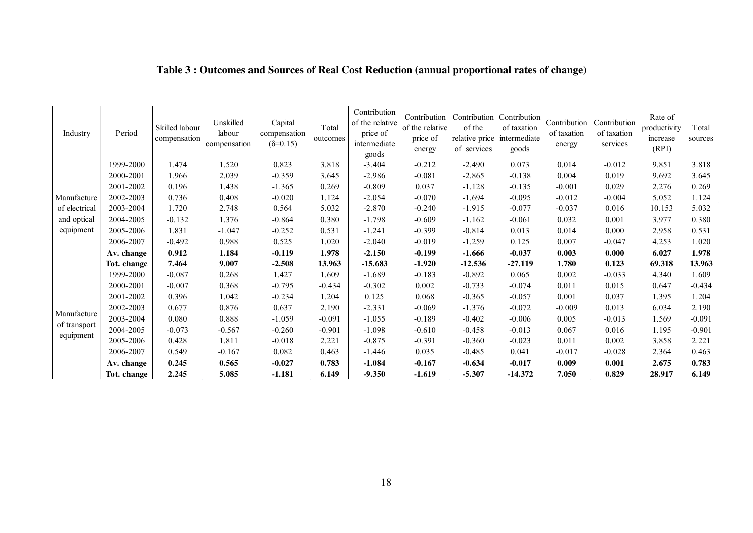**Table 3 : Outcomes and Sources of Real Cost Reduction (annual proportional rates of change)**

| Industry | Period | Skilled labour compensation | Unskilled labour compensation | Capital compensation ($\delta$=0.15) | Total outcomes | Contribution of the relative price of intermediate goods | Contribution of the relative price of energy | Contribution of the relative price of services | Contribution of taxation intermediate goods | Contribution of taxation energy | Contribution of taxation services | Rate of productivity increase (RPI) | Total sources |
|---|---|---|---|---|---|---|---|---|---|---|---|---|---|
| Manufacture of electrical and optical equipment | 1999-2000 | 1.474 | 1.520 | 0.823 | 3.818 | -3.404 | -0.212 | -2.490 | 0.073 | 0.014 | -0.012 | 9.851 | 3.818 |
| | 2000-2001 | 1.966 | 2.039 | -0.359 | 3.645 | -2.986 | -0.081 | -2.865 | -0.138 | 0.004 | 0.019 | 9.692 | 3.645 |
| | 2001-2002 | 0.196 | 1.438 | -1.365 | 0.269 | -0.809 | 0.037 | -1.128 | -0.135 | -0.001 | 0.029 | 2.276 | 0.269 |
| | 2002-2003 | 0.736 | 0.408 | -0.020 | 1.124 | -2.054 | -0.070 | -1.694 | -0.095 | -0.012 | -0.004 | 5.052 | 1.124 |
| | 2003-2004 | 1.720 | 2.748 | 0.564 | 5.032 | -2.870 | -0.240 | -1.915 | -0.077 | -0.037 | 0.016 | 10.153 | 5.032 |
| | 2004-2005 | -0.132 | 1.376 | -0.864 | 0.380 | -1.798 | -0.609 | -1.162 | -0.061 | 0.032 | 0.001 | 3.977 | 0.380 |
| | 2005-2006 | 1.831 | -1.047 | -0.252 | 0.531 | -1.241 | -0.399 | -0.814 | 0.013 | 0.014 | 0.000 | 2.958 | 0.531 |
| | 2006-2007 | -0.492 | 0.988 | 0.525 | 1.020 | -2.040 | -0.019 | -1.259 | 0.125 | 0.007 | -0.047 | 4.253 | 1.020 |
| | **Av. change** | **0.912** | **1.184** | **-0.119** | **1.978** | **-2.150** | **-0.199** | **-1.666** | **-0.037** | **0.003** | **0.000** | **6.027** | **1.978** |
| | **Tot. change** | **7.464** | **9.007** | **-2.508** | **13.963** | **-15.683** | **-1.920** | **-12.536** | **-27.119** | **1.780** | **0.123** | **69.318** | **13.963** |
| Manufacture of transport equipment | 1999-2000 | -0.087 | 0.268 | 1.427 | 1.609 | -1.689 | -0.183 | -0.892 | 0.065 | 0.002 | -0.033 | 4.340 | 1.609 |
| | 2000-2001 | -0.007 | 0.368 | -0.795 | -0.434 | -0.302 | 0.002 | -0.733 | -0.074 | 0.011 | 0.015 | 0.647 | -0.434 |
| | 2001-2002 | 0.396 | 1.042 | -0.234 | 1.204 | 0.125 | 0.068 | -0.365 | -0.057 | 0.001 | 0.037 | 1.395 | 1.204 |
| | 2002-2003 | 0.677 | 0.876 | 0.637 | 2.190 | -2.331 | -0.069 | -1.376 | -0.072 | -0.009 | 0.013 | 6.034 | 2.190 |
| | 2003-2004 | 0.080 | 0.888 | -1.059 | -0.091 | -1.055 | -0.189 | -0.402 | -0.006 | 0.005 | -0.013 | 1.569 | -0.091 |
| | 2004-2005 | -0.073 | -0.567 | -0.260 | -0.901 | -1.098 | -0.610 | -0.458 | -0.013 | 0.067 | 0.016 | 1.195 | -0.901 |
| | 2005-2006 | 0.428 | 1.811 | -0.018 | 2.221 | -0.875 | -0.391 | -0.360 | -0.023 | 0.011 | 0.002 | 3.858 | 2.221 |
| | 2006-2007 | 0.549 | -0.167 | 0.082 | 0.463 | -1.446 | 0.035 | -0.485 | 0.041 | -0.017 | -0.028 | 2.364 | 0.463 |
| | **Av. change** | **0.245** | **0.565** | **-0.027** | **0.783** | **-1.084** | **-0.167** | **-0.634** | **-0.017** | **0.009** | **0.001** | **2.675** | **0.783** |
| | **Tot. change** | **2.245** | **5.085** | **-1.181** | **6.149** | **-9.350** | **-1.619** | **-5.307** | **-14.372** | **7.050** | **0.829** | **28.917** | **6.149** |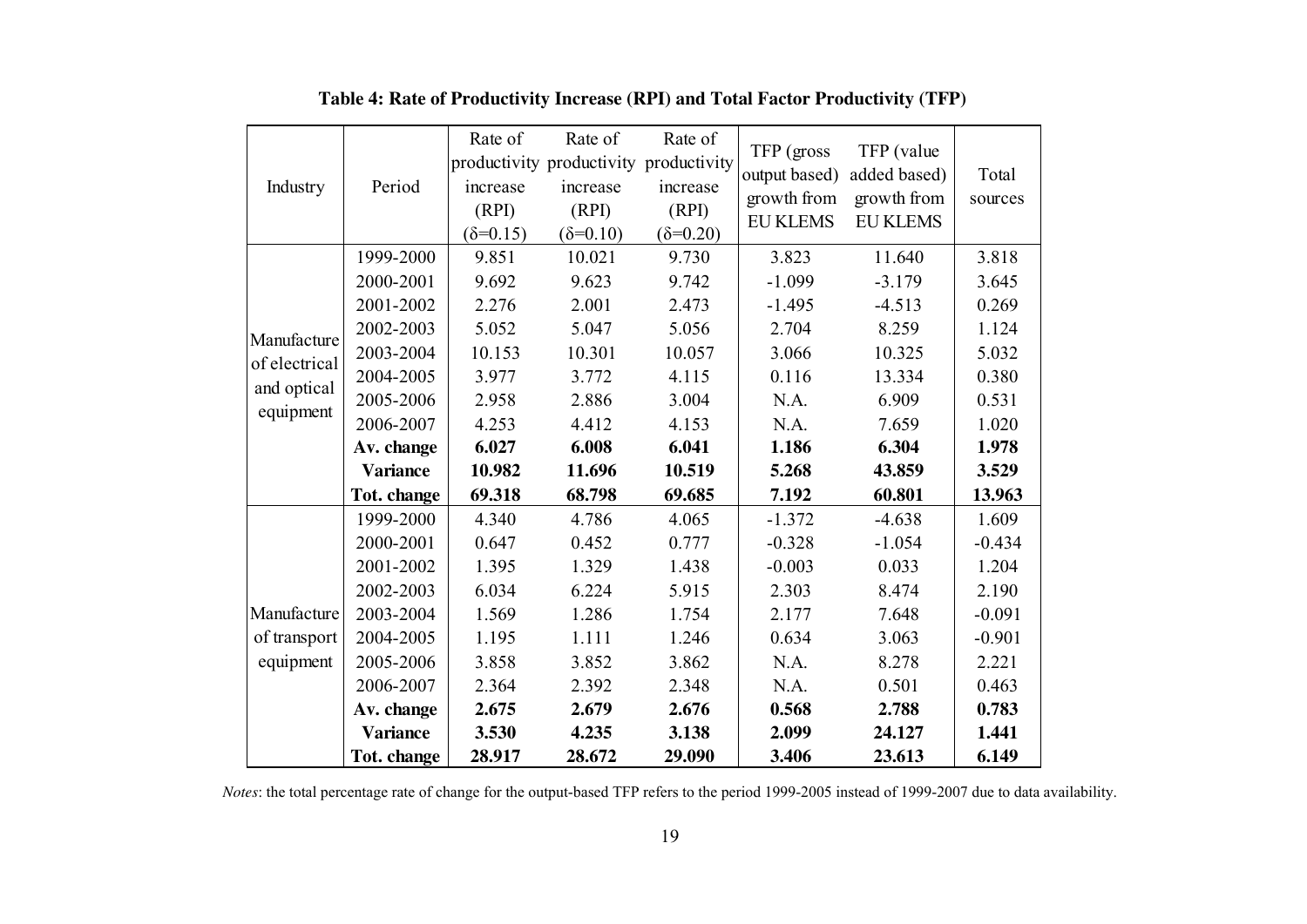**Table 4: Rate of Productivity Increase (RPI) and Total Factor Productivity (TFP)**

| Industry | Period | Rate of productivity increase (RPI) ($\delta$=0.15) | Rate of productivity increase (RPI) ($\delta$=0.10) | Rate of productivity increase (RPI) ($\delta$=0.20) | TFP (gross output based) growth from EU KLEMS | TFP (value added based) growth from EU KLEMS | Total sources |
|---|---|---|---|---|---|---|---|
| Manufacture of electrical and optical equipment | 1999-2000 | 9.851 | 10.021 | 9.730 | 3.823 | 11.640 | 3.818 |
| | 2000-2001 | 9.692 | 9.623 | 9.742 | -1.099 | -3.179 | 3.645 |
| | 2001-2002 | 2.276 | 2.001 | 2.473 | -1.495 | -4.513 | 0.269 |
| | 2002-2003 | 5.052 | 5.047 | 5.056 | 2.704 | 8.259 | 1.124 |
| | 2003-2004 | 10.153 | 10.301 | 10.057 | 3.066 | 10.325 | 5.032 |
| | 2004-2005 | 3.977 | 3.772 | 4.115 | 0.116 | 13.334 | 0.380 |
| | 2005-2006 | 2.958 | 2.886 | 3.004 | N.A. | 6.909 | 0.531 |
| | 2006-2007 | 4.253 | 4.412 | 4.153 | N.A. | 7.659 | 1.020 |
| | **Av. change** | **6.027** | **6.008** | **6.041** | **1.186** | **6.304** | **1.978** |
| | **Variance** | **10.982** | **11.696** | **10.519** | **5.268** | **43.859** | **3.529** |
| | **Tot. change** | **69.318** | **68.798** | **69.685** | **7.192** | **60.801** | **13.963** |
| Manufacture of transport equipment | 1999-2000 | 4.340 | 4.786 | 4.065 | -1.372 | -4.638 | 1.609 |
| | 2000-2001 | 0.647 | 0.452 | 0.777 | -0.328 | -1.054 | -0.434 |
| | 2001-2002 | 1.395 | 1.329 | 1.438 | -0.003 | 0.033 | 1.204 |
| | 2002-2003 | 6.034 | 6.224 | 5.915 | 2.303 | 8.474 | 2.190 |
| | 2003-2004 | 1.569 | 1.286 | 1.754 | 2.177 | 7.648 | -0.091 |
| | 2004-2005 | 1.195 | 1.111 | 1.246 | 0.634 | 3.063 | -0.901 |
| | 2005-2006 | 3.858 | 3.852 | 3.862 | N.A. | 8.278 | 2.221 |
| | 2006-2007 | 2.364 | 2.392 | 2.348 | N.A. | 0.501 | 0.463 |
| | **Av. change** | **2.675** | **2.679** | **2.676** | **0.568** | **2.788** | **0.783** |
| | **Variance** | **3.530** | **4.235** | **3.138** | **2.099** | **24.127** | **1.441** |
| | **Tot. change** | **28.917** | **28.672** | **29.090** | **3.406** | **23.613** | **6.149** |

*Notes*: the total percentage rate of change for the output-based TFP refers to the period 1999-2005 instead of 1999-2007 due to data availability.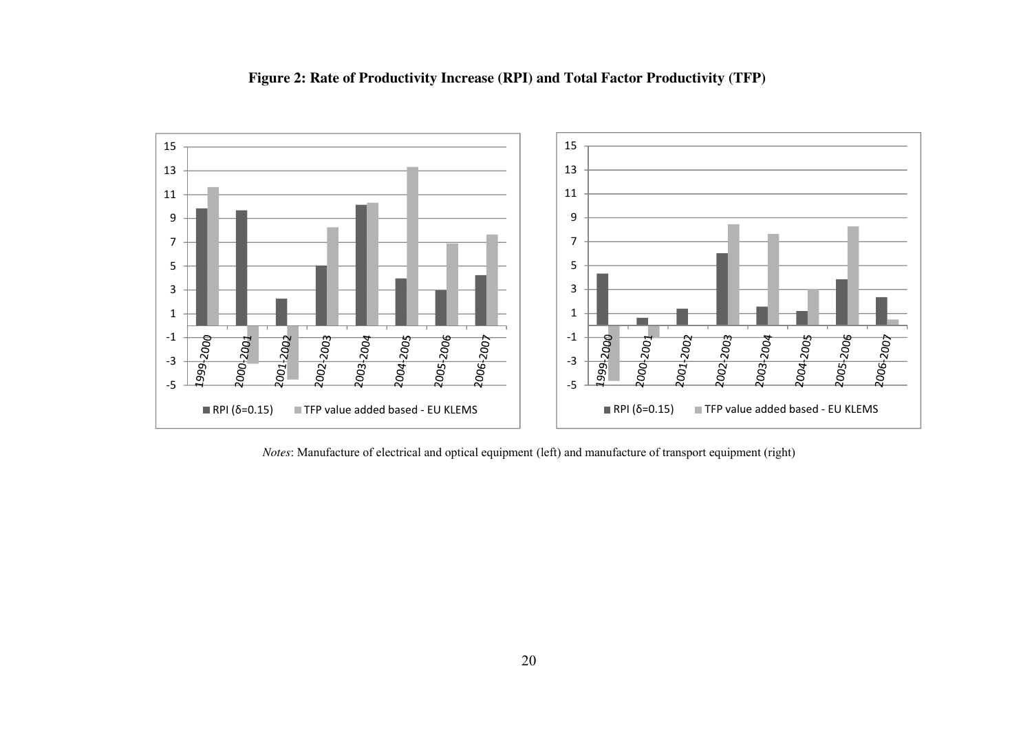**Figure 2: Rate of Productivity Increase (RPI) and Total Factor Productivity (TFP)**

*Notes*: Manufacture of electrical and optical equipment (left) and manufacture of transport equipment (right)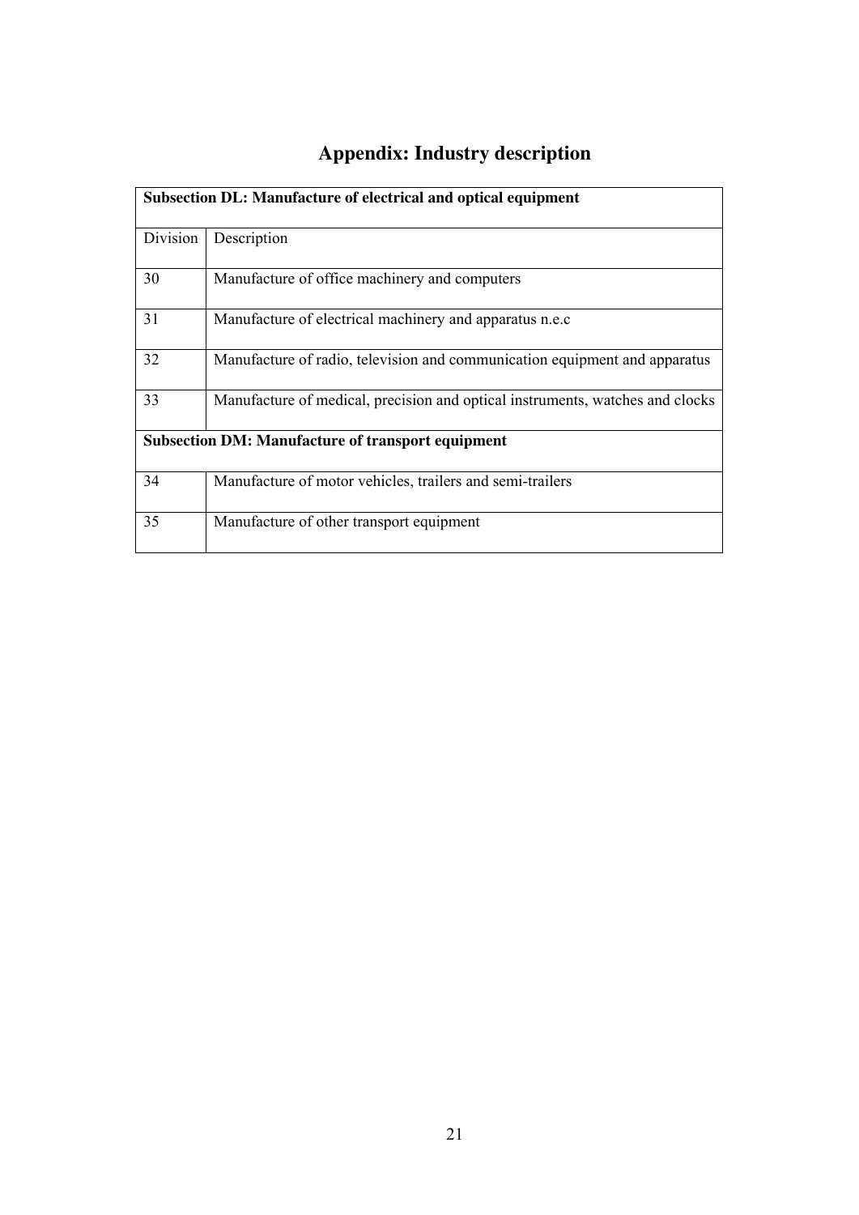# Appendix: Industry description

| **Subsection DL: Manufacture of electrical and optical equipment** | |
|---|---|
| Division | Description |
| 30 | Manufacture of office machinery and computers |
| 31 | Manufacture of electrical machinery and apparatus n.e.c |
| 32 | Manufacture of radio, television and communication equipment and apparatus |
| 33 | Manufacture of medical, precision and optical instruments, watches and clocks |
| **Subsection DM: Manufacture of transport equipment** | |
| 34 | Manufacture of motor vehicles, trailers and semi-trailers |
| 35 | Manufacture of other transport equipment |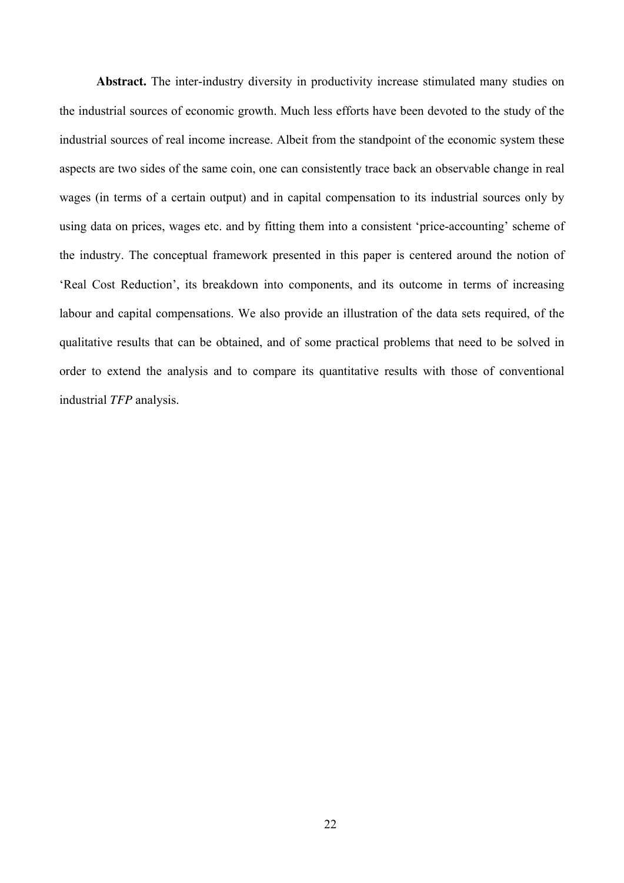**Abstract.** The inter-industry diversity in productivity increase stimulated many studies on the industrial sources of economic growth. Much less efforts have been devoted to the study of the industrial sources of real income increase. Albeit from the standpoint of the economic system these aspects are two sides of the same coin, one can consistently trace back an observable change in real wages (in terms of a certain output) and in capital compensation to its industrial sources only by using data on prices, wages etc. and by fitting them into a consistent 'price-accounting' scheme of the industry. The conceptual framework presented in this paper is centered around the notion of 'Real Cost Reduction', its breakdown into components, and its outcome in terms of increasing labour and capital compensations. We also provide an illustration of the data sets required, of the qualitative results that can be obtained, and of some practical problems that need to be solved in order to extend the analysis and to compare its quantitative results with those of conventional industrial *TFP* analysis.